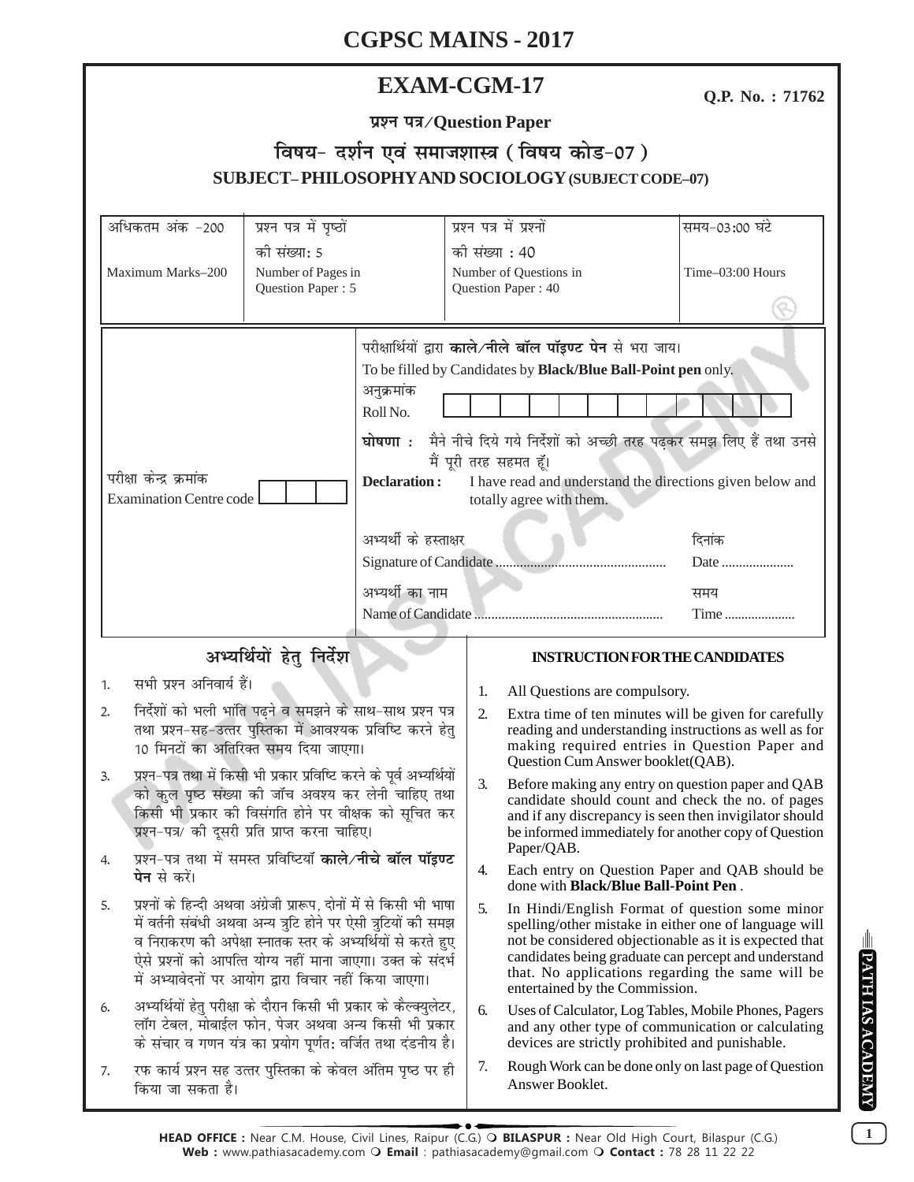# CGPSC MAINS - 2017

## EXAM-CGM-17

**Q.P. No. : 71762**

**प्रश्न पत्र/Question Paper**

**विषय- दर्शन एवं समाजशास्त्र ( विषय कोड-07 )**

**SUBJECT– PHILOSOPHY AND SOCIOLOGY (SUBJECT CODE–07)**

| अधिकतम अंक -200<br>Maximum Marks–200 | प्रश्न पत्र में पृष्ठों की संख्या: 5<br>Number of Pages in Question Paper : 5 | प्रश्न पत्र में प्रश्नों की संख्या : 40<br>Number of Questions in Question Paper : 40 | समय-03:00 घंटे<br>Time–03:00 Hours |
|---|---|---|---|

परीक्षार्थियों द्वारा **काले/नीले बॉल पॉइण्ट पेन** से भरा जाय।
To be filled by Candidates by **Black/Blue Ball-Point pen** only.

परीक्षा केन्द्र क्रमांक
Examination Centre code

अनुक्रमांक
Roll No.

**घोषणा :** मैंने नीचे दिये गये निर्देशों को अच्छी तरह पढ़कर समझ लिए हैं तथा उनसे मैं पूरी तरह सहमत हूँ।

**Declaration :** I have read and understand the directions given below and totally agree with them.

अभ्यर्थी के हस्ताक्षर
Signature of Candidate ................................................ दिनांक Date ....................

अभ्यर्थी का नाम
Name of Candidate ...................................................... समय Time ....................

### अभ्यर्थियों हेतु निर्देश

1. सभी प्रश्न अनिवार्य हैं।
2. निर्देशों को भली भांति पढ़ने व समझने के साथ-साथ प्रश्न पत्र तथा प्रश्न-सह-उत्तर पुस्तिका में आवश्यक प्रविष्टि करने हेतु 10 मिनटों का अतिरिक्त समय दिया जाएगा।
3. प्रश्न-पत्र तथा में किसी भी प्रकार प्रविष्टि करने के पूर्व अभ्यर्थियों को कुल पृष्ठ संख्या की जाँच अवश्य कर लेनी चाहिए तथा किसी भी प्रकार की विसंगति होने पर वीक्षक को सूचित कर प्रश्न-पत्र/ की दूसरी प्रति प्राप्त करना चाहिए।
4. प्रश्न-पत्र तथा में समस्त प्रविष्टियाँ **काले/नीचे बॉल पॉइण्ट पेन** से करें।
5. प्रश्नों के हिन्दी अथवा अंग्रेजी प्रारूप, दोनों में से किसी भी भाषा में वर्तनी संबंधी अथवा अन्य त्रुटि होने पर ऐसी त्रुटियों की समझ व निराकरण की अपेक्षा स्नातक स्तर के अभ्यर्थियों से करते हुए ऐसे प्रश्नों को आपत्ति योग्य नहीं माना जाएगा। उक्त के संदर्भ में अभ्यावेदनों पर आयोग द्वारा विचार नहीं किया जाएगा।
6. अभ्यर्थियों हेतु परीक्षा के दौरान किसी भी प्रकार के कैल्क्युलेटर, लॉग टेबल, मोबाईल फोन, पेजर अथवा अन्य किसी भी प्रकार के संचार व गणन यंत्र का प्रयोग पूर्णतः वर्जित तथा दंडनीय है।
7. रफ कार्य प्रश्न सह उत्तर पुस्तिका के केवल अंतिम पृष्ठ पर ही किया जा सकता है।

### INSTRUCTION FOR THE CANDIDATES

1. All Questions are compulsory.
2. Extra time of ten minutes will be given for carefully reading and understanding instructions as well as for making required entries in Question Paper and Question Cum Answer booklet(QAB).
3. Before making any entry on question paper and QAB candidate should count and check the no. of pages and if any discrepancy is seen then invigilator should be informed immediately for another copy of Question Paper/QAB.
4. Each entry on Question Paper and QAB should be done with **Black/Blue Ball-Point Pen** .
5. In Hindi/English Format of question some minor spelling/other mistake in either one of language will not be considered objectionable as it is expected that candidates being graduate can percept and understand that. No applications regarding the same will be entertained by the Commission.
6. Uses of Calculator, Log Tables, Mobile Phones, Pagers and any other type of communication or calculating devices are strictly prohibited and punishable.
7. Rough Work can be done only on last page of Question Answer Booklet.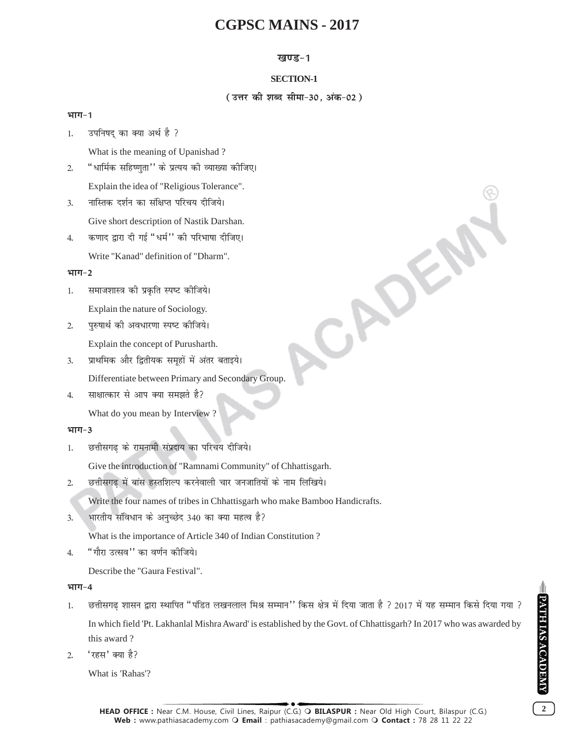# CGPSC MAINS - 2017

### खण्ड-1

### SECTION-1

**(उत्तर की शब्द सीमा-30, अंक-02)**

**भाग-1**

1. उपनिषद् का क्या अर्थ है ?

   What is the meaning of Upanishad ?

2. "धार्मिक सहिष्णुता" के प्रत्यय की व्याख्या कीजिए।

   Explain the idea of "Religious Tolerance".

3. नास्तिक दर्शन का संक्षिप्त परिचय दीजिये।

   Give short description of Nastik Darshan.

4. कणाद द्वारा दी गई "धर्म" की परिभाषा दीजिए।

   Write "Kanad" definition of "Dharm".

**भाग-2**

1. समाजशास्त्र की प्रकृति स्पष्ट कीजिये।

   Explain the nature of Sociology.

2. पुरुषार्थ की अवधारणा स्पष्ट कीजिये।

   Explain the concept of Purusharth.

3. प्राथमिक और द्वितीयक समूहों में अंतर बताइये।

   Differentiate between Primary and Secondary Group.

4. साक्षात्कार से आप क्या समझते है?

   What do you mean by Interview ?

**भाग-3**

1. छत्तीसगढ़ के रामनामी संप्रदाय का परिचय दीजिये।

   Give the introduction of "Ramnami Community" of Chhattisgarh.

2. छत्तीसगढ़ में बांस हस्तशिल्प करनेवाली चार जनजातियों के नाम लिखिये।

   Write the four names of tribes in Chhattisgarh who make Bamboo Handicrafts.

3. भारतीय संविधान के अनुच्छेद 340 का क्या महत्व है?

   What is the importance of Article 340 of Indian Constitution ?

4. "गौरा उत्सव" का वर्णन कीजिये।

   Describe the "Gaura Festival".

**भाग-4**

1. छत्तीसगढ़ शासन द्वारा स्थापित "पंडित लखनलाल मिश्र सम्मान" किस क्षेत्र में दिया जाता है ? 2017 में यह सम्मान किसे दिया गया ?

   In which field 'Pt. Lakhanlal Mishra Award' is established by the Govt. of Chhattisgarh? In 2017 who was awarded by this award ?

2. 'रहस' क्या है?

   What is 'Rahas'?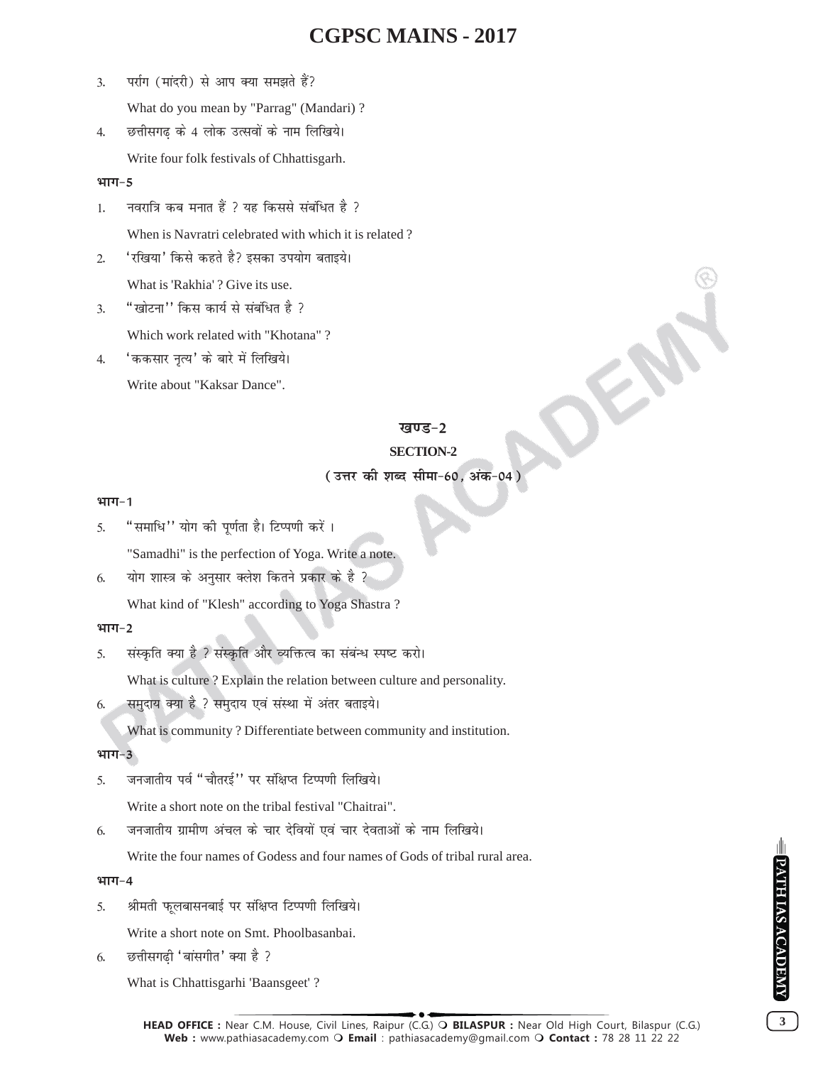3. पर्राग (मांदरी) से आप क्या समझते हैं?

   What do you mean by "Parrag" (Mandari) ?

4. छत्तीसगढ़ के 4 लोक उत्सवों के नाम लिखिये।

   Write four folk festivals of Chhattisgarh.

**भाग-5**

1. नवरात्रि कब मनात हैं ? यह किससे संबंधित है ?

   When is Navratri celebrated with which it is related ?

2. 'रखिया' किसे कहते है? इसका उपयोग बताइये।

   What is 'Rakhia' ? Give its use.

3. "खोटना'' किस कार्य से संबंधित है ?

   Which work related with "Khotana" ?

4. 'ककसार नृत्य' के बारे में लिखिये।

   Write about "Kaksar Dance".

## खण्ड-2

## SECTION-2

**(उत्तर की शब्द सीमा-60, अंक-04)**

**भाग-1**

5. "समाधि'' योग की पूर्णता है। टिप्पणी करें ।

   "Samadhi" is the perfection of Yoga. Write a note.

6. योग शास्त्र के अनुसार क्लेश कितने प्रकार के है ?

   What kind of "Klesh" according to Yoga Shastra ?

**भाग-2**

5. संस्कृति क्या है ? संस्कृति और व्यक्तित्व का संबंन्ध स्पष्ट करो।

   What is culture ? Explain the relation between culture and personality.

6. समुदाय क्या है ? समुदाय एवं संस्था में अंतर बताइये।

   What is community ? Differentiate between community and institution.

**भाग-3**

5. जनजातीय पर्व "चौतरई'' पर संक्षिप्त टिप्पणी लिखिये।

   Write a short note on the tribal festival "Chaitrai".

6. जनजातीय ग्रामीण अंचल के चार देवियों एवं चार देवताओं के नाम लिखिये।

   Write the four names of Godess and four names of Gods of tribal rural area.

**भाग-4**

5. श्रीमती फूलबासनबाई पर संक्षिप्त टिप्पणी लिखिये।

   Write a short note on Smt. Phoolbasanbai.

6. छत्तीसगढ़ी 'बांसगीत' क्या है ?

   What is Chhattisgarhi 'Baansgeet' ?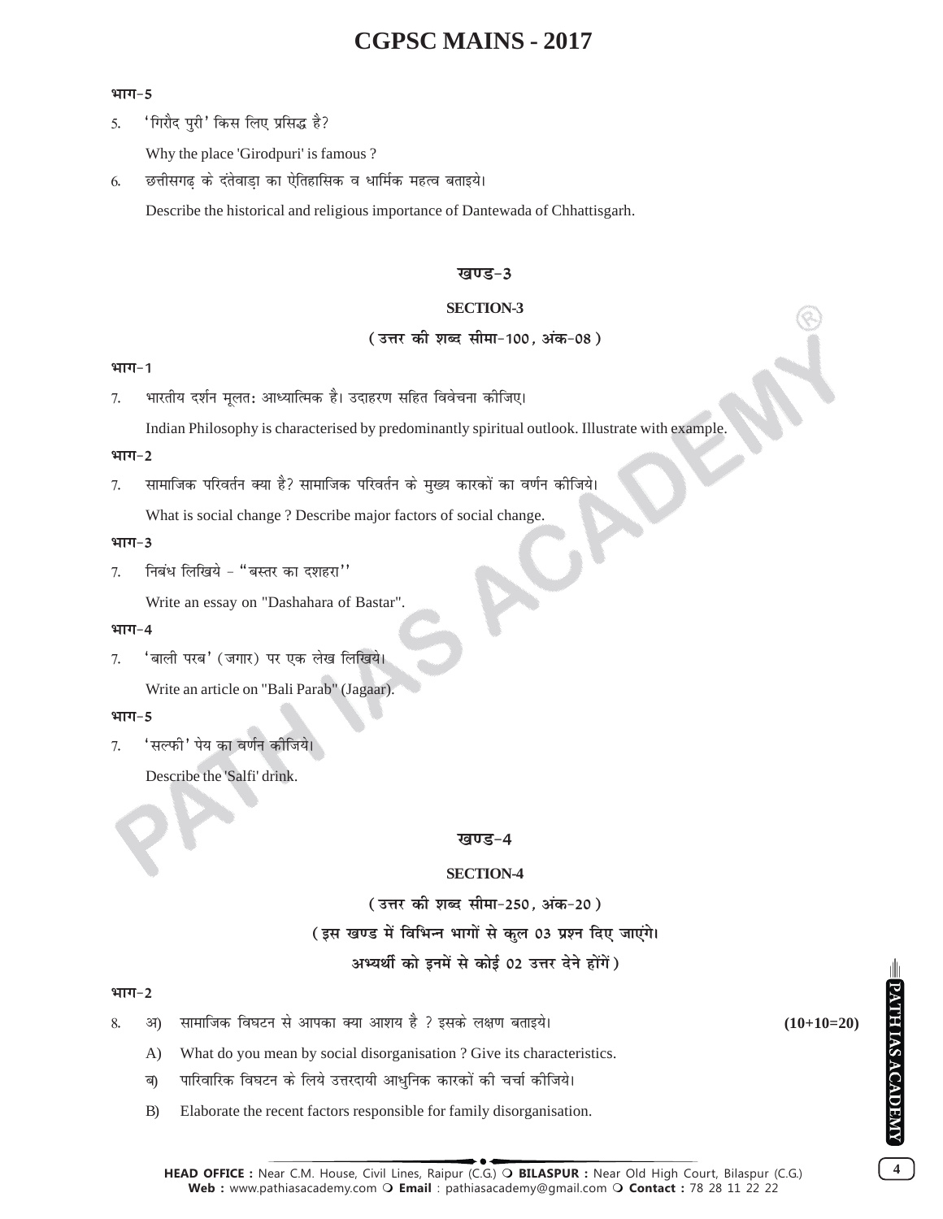**भाग-5**

5. 'गिरौद पुरी' किस लिए प्रसिद्ध है?

   Why the place 'Girodpuri' is famous ?

6. छत्तीसगढ़ के दंतेवाड़ा का ऐतिहासिक व धार्मिक महत्व बताइये।

   Describe the historical and religious importance of Dantewada of Chhattisgarh.

## खण्ड-3

## SECTION-3

**(उत्तर की शब्द सीमा-100, अंक-08)**

**भाग-1**

7. भारतीय दर्शन मूलतः आध्यात्मिक है। उदाहरण सहित विवेचना कीजिए।

   Indian Philosophy is characterised by predominantly spiritual outlook. Illustrate with example.

**भाग-2**

7. सामाजिक परिवर्तन क्या है? सामाजिक परिवर्तन के मुख्य कारकों का वर्णन कीजिये।

   What is social change ? Describe major factors of social change.

**भाग-3**

7. निबंध लिखिये - "बस्तर का दशहरा''

   Write an essay on "Dashahara of Bastar".

**भाग-4**

7. 'बाली परब' (जगार) पर एक लेख लिखिये।

   Write an article on "Bali Parab" (Jagaar).

**भाग-5**

7. 'सल्फी' पेय का वर्णन कीजिये।

   Describe the 'Salfi' drink.

## खण्ड-4

## SECTION-4

**(उत्तर की शब्द सीमा-250, अंक-20)**

**(इस खण्ड में विभिन्न भागों से कुल 03 प्रश्न दिए जाएंगे। अभ्यर्थी को इनमें से कोई 02 उत्तर देने होंगें)**

**भाग-2**

8. अ) सामाजिक विघटन से आपका क्या आशय है ? इसके लक्षण बताइये। **(10+10=20)**

   A) What do you mean by social disorganisation ? Give its characteristics.

   ब) पारिवारिक विघटन के लिये उत्तरदायी आधुनिक कारकों की चर्चा कीजिये।

   B) Elaborate the recent factors responsible for family disorganisation.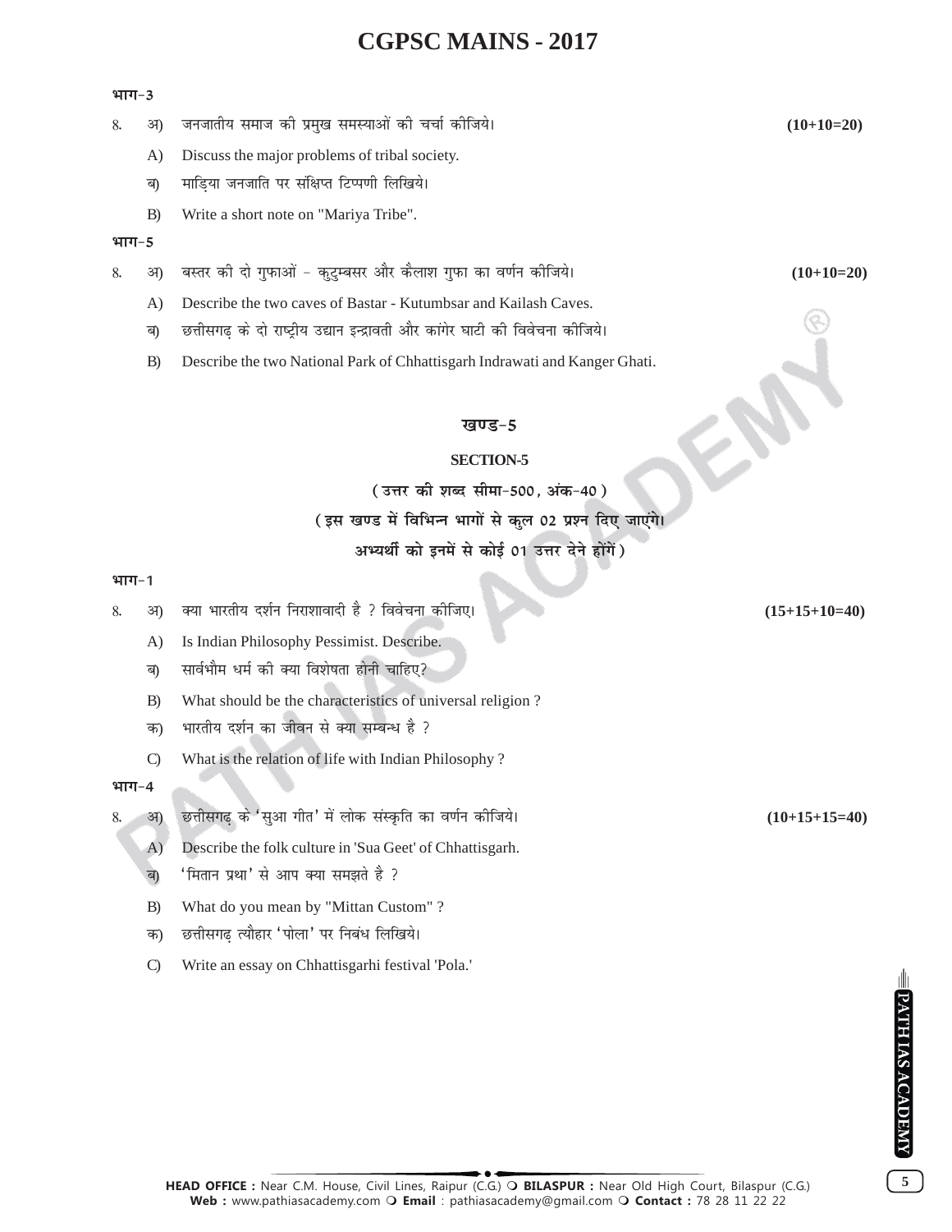**भाग-3**

8. अ) जनजातीय समाज की प्रमुख समस्याओं की चर्चा कीजिये। **(10+10=20)**

   A) Discuss the major problems of tribal society.

   ब) माड़िया जनजाति पर संक्षिप्त टिप्पणी लिखिये।

   B) Write a short note on "Mariya Tribe".

**भाग-5**

8. अ) बस्तर की दो गुफाओं - कुटुम्बसर और कैलाश गुफा का वर्णन कीजिये। **(10+10=20)**

   A) Describe the two caves of Bastar - Kutumbsar and Kailash Caves.

   ब) छत्तीसगढ़ के दो राष्ट्रीय उद्यान इन्द्रावती और कांगेर घाटी की विवेचना कीजिये।

   B) Describe the two National Park of Chhattisgarh Indrawati and Kanger Ghati.

## खण्ड-5

## SECTION-5

**( उत्तर की शब्द सीमा-500, अंक-40 )**

**( इस खण्ड में विभिन्न भागों से कुल 02 प्रश्न दिए जाएंगे।**

**अभ्यर्थी को इनमें से कोई 01 उत्तर देने होंगे )**

**भाग-1**

8. अ) क्या भारतीय दर्शन निराशावादी है ? विवेचना कीजिए। **(15+15+10=40)**

   A) Is Indian Philosophy Pessimist. Describe.

   ब) सार्वभौम धर्म की क्या विशेषता होनी चाहिए?

   B) What should be the characteristics of universal religion ?

   क) भारतीय दर्शन का जीवन से क्या सम्बन्ध है ?

   C) What is the relation of life with Indian Philosophy ?

**भाग-4**

8. अ) छत्तीसगढ़ के 'सुआ गीत' में लोक संस्कृति का वर्णन कीजिये। **(10+15+15=40)**

   A) Describe the folk culture in 'Sua Geet' of Chhattisgarh.

   ब) 'मितान प्रथा' से आप क्या समझते है ?

   B) What do you mean by "Mittan Custom" ?

   क) छत्तीसगढ़ त्यौहार 'पोला' पर निबंध लिखिये।

   C) Write an essay on Chhattisgarhi festival 'Pola.'